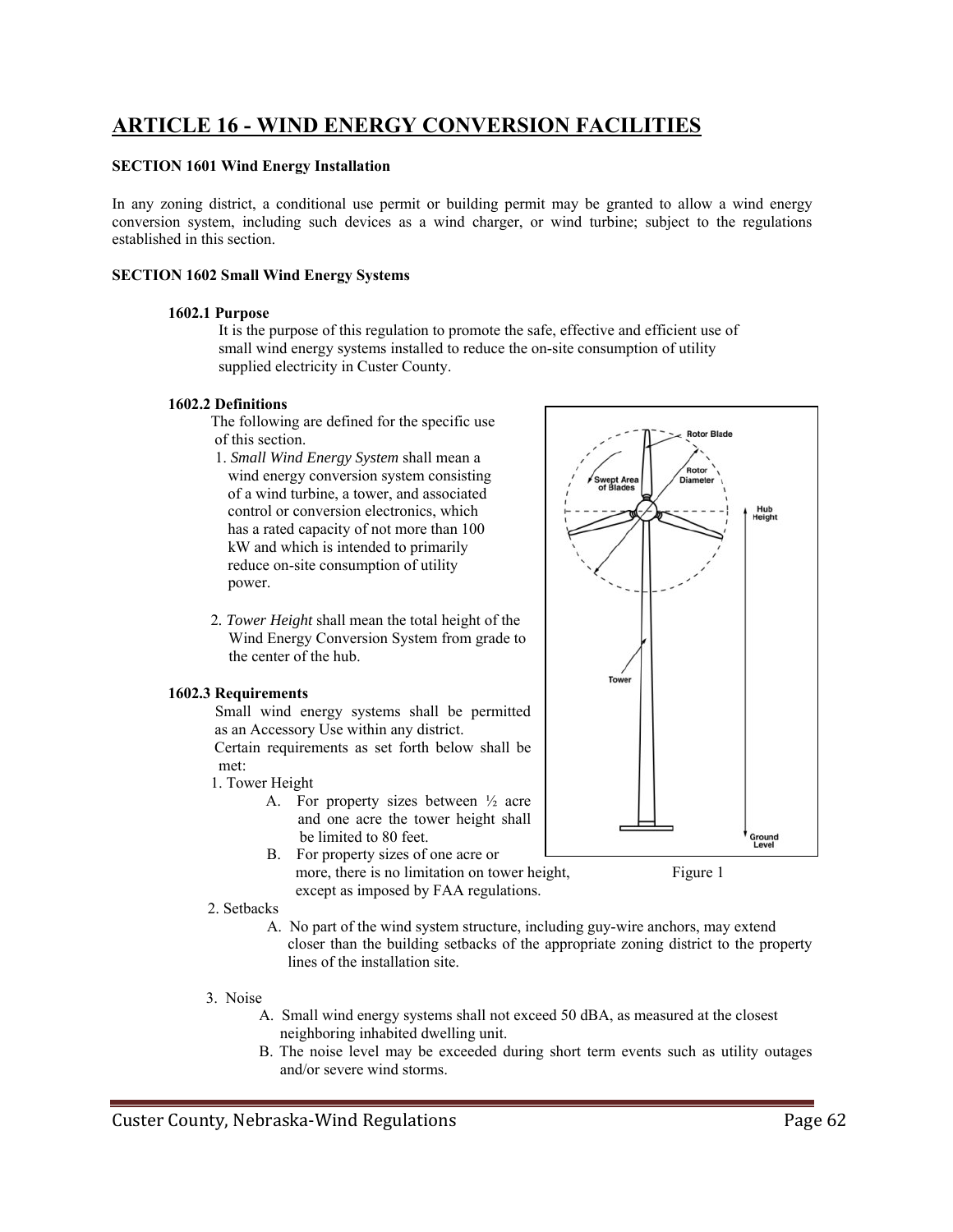# ARTICLE 16 - WIND ENERGY CONVERSION FACILITIES

**SECTION 1601 Wind Energy Installation**

In any zoning district, a conditional use permit or building permit may be granted to allow a wind energy conversion system, including such devices as a wind charger, or wind turbine; subject to the regulations established in this section.

**SECTION 1602 Small Wind Energy Systems**

**1602.1 Purpose**

It is the purpose of this regulation to promote the safe, effective and efficient use of small wind energy systems installed to reduce the on-site consumption of utility supplied electricity in Custer County.

**1602.2 Definitions**

The following are defined for the specific use of this section.

1. *Small Wind Energy System* shall mean a wind energy conversion system consisting of a wind turbine, a tower, and associated control or conversion electronics, which has a rated capacity of not more than 100 kW and which is intended to primarily reduce on-site consumption of utility power.

2. *Tower Height* shall mean the total height of the Wind Energy Conversion System from grade to the center of the hub.

Figure 1

**1602.3 Requirements**

Small wind energy systems shall be permitted as an Accessory Use within any district.

Certain requirements as set forth below shall be met:

1. Tower Height
   - A. For property sizes between ½ acre and one acre the tower height shall be limited to 80 feet.
   - B. For property sizes of one acre or more, there is no limitation on tower height, except as imposed by FAA regulations.

2. Setbacks
   - A. No part of the wind system structure, including guy-wire anchors, may extend closer than the building setbacks of the appropriate zoning district to the property lines of the installation site.

3. Noise
   - A. Small wind energy systems shall not exceed 50 dBA, as measured at the closest neighboring inhabited dwelling unit.
   - B. The noise level may be exceeded during short term events such as utility outages and/or severe wind storms.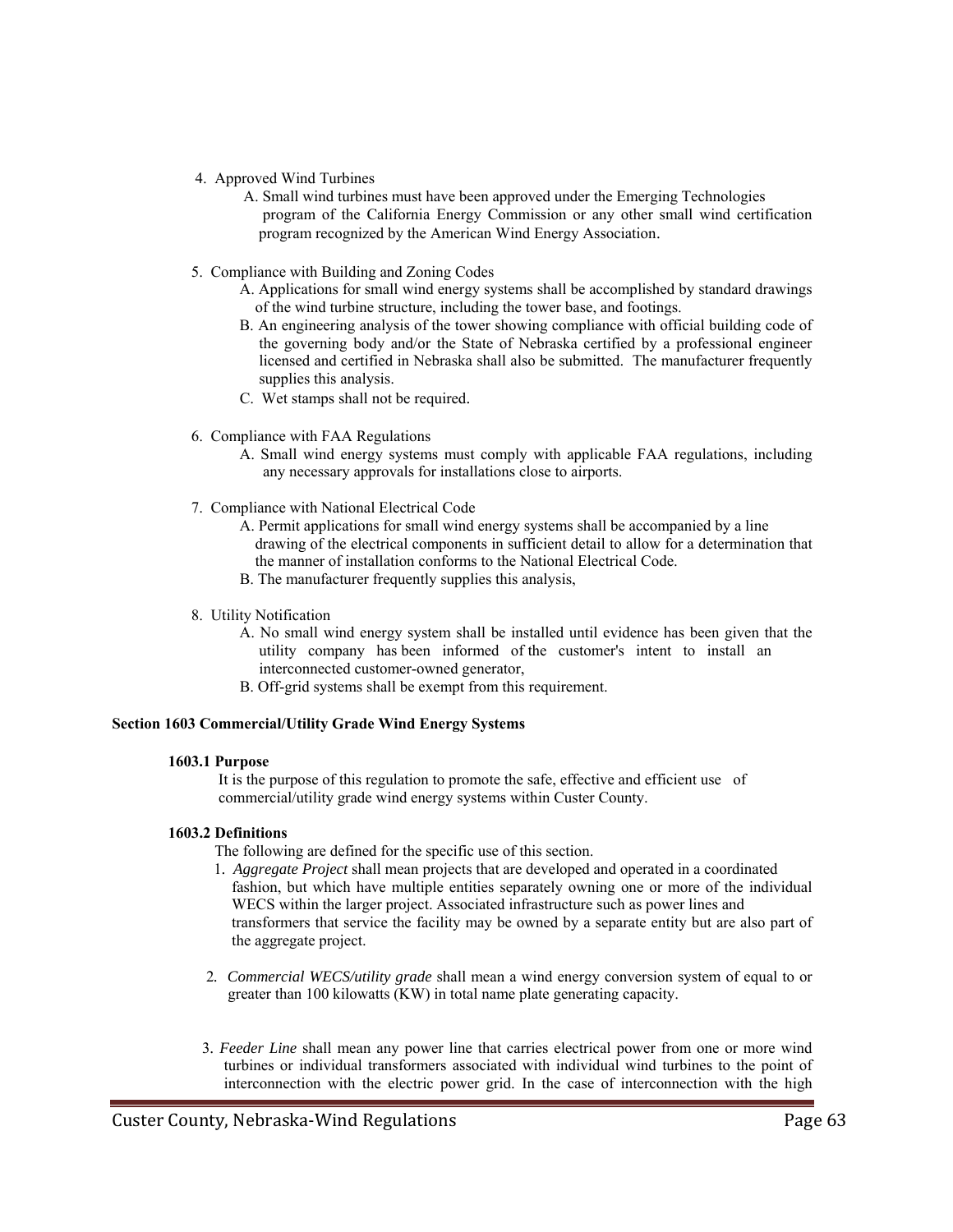4. Approved Wind Turbines
   - A. Small wind turbines must have been approved under the Emerging Technologies program of the California Energy Commission or any other small wind certification program recognized by the American Wind Energy Association.

5. Compliance with Building and Zoning Codes
   - A. Applications for small wind energy systems shall be accomplished by standard drawings of the wind turbine structure, including the tower base, and footings.
   - B. An engineering analysis of the tower showing compliance with official building code of the governing body and/or the State of Nebraska certified by a professional engineer licensed and certified in Nebraska shall also be submitted. The manufacturer frequently supplies this analysis.
   - C. Wet stamps shall not be required.

6. Compliance with FAA Regulations
   - A. Small wind energy systems must comply with applicable FAA regulations, including any necessary approvals for installations close to airports.

7. Compliance with National Electrical Code
   - A. Permit applications for small wind energy systems shall be accompanied by a line drawing of the electrical components in sufficient detail to allow for a determination that the manner of installation conforms to the National Electrical Code.
   - B. The manufacturer frequently supplies this analysis,

8. Utility Notification
   - A. No small wind energy system shall be installed until evidence has been given that the utility company has been informed of the customer's intent to install an interconnected customer-owned generator,
   - B. Off-grid systems shall be exempt from this requirement.

## Section 1603 Commercial/Utility Grade Wind Energy Systems

### 1603.1 Purpose

It is the purpose of this regulation to promote the safe, effective and efficient use of commercial/utility grade wind energy systems within Custer County.

### 1603.2 Definitions

The following are defined for the specific use of this section.

1. *Aggregate Project* shall mean projects that are developed and operated in a coordinated fashion, but which have multiple entities separately owning one or more of the individual WECS within the larger project. Associated infrastructure such as power lines and transformers that service the facility may be owned by a separate entity but are also part of the aggregate project.

2. *Commercial WECS/utility grade* shall mean a wind energy conversion system of equal to or greater than 100 kilowatts (KW) in total name plate generating capacity.

3. *Feeder Line* shall mean any power line that carries electrical power from one or more wind turbines or individual transformers associated with individual wind turbines to the point of interconnection with the electric power grid. In the case of interconnection with the high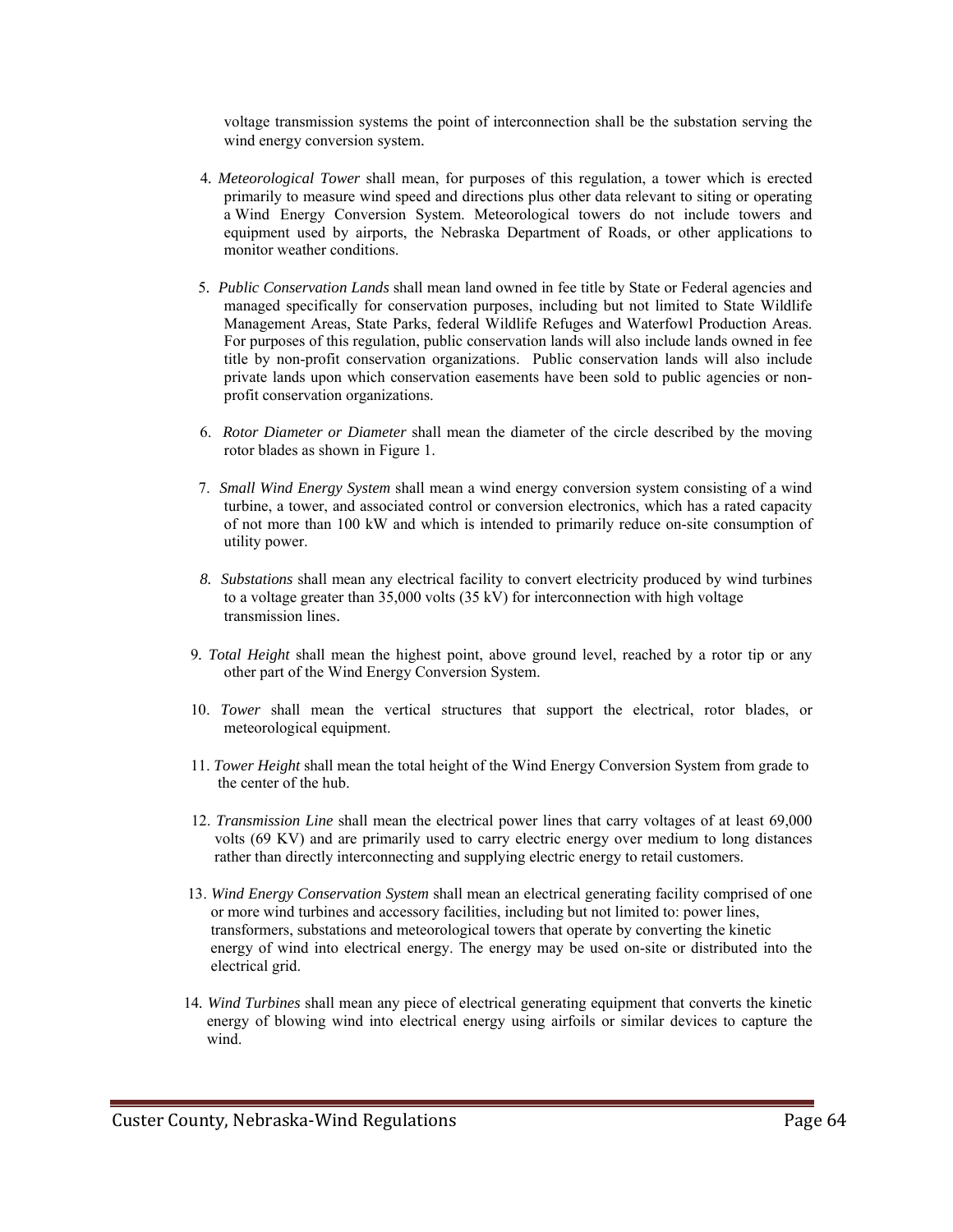voltage transmission systems the point of interconnection shall be the substation serving the wind energy conversion system.

4. *Meteorological Tower* shall mean, for purposes of this regulation, a tower which is erected primarily to measure wind speed and directions plus other data relevant to siting or operating a Wind Energy Conversion System. Meteorological towers do not include towers and equipment used by airports, the Nebraska Department of Roads, or other applications to monitor weather conditions.

5. *Public Conservation Lands* shall mean land owned in fee title by State or Federal agencies and managed specifically for conservation purposes, including but not limited to State Wildlife Management Areas, State Parks, federal Wildlife Refuges and Waterfowl Production Areas. For purposes of this regulation, public conservation lands will also include lands owned in fee title by non-profit conservation organizations. Public conservation lands will also include private lands upon which conservation easements have been sold to public agencies or non-profit conservation organizations.

6. *Rotor Diameter or Diameter* shall mean the diameter of the circle described by the moving rotor blades as shown in Figure 1.

7. *Small Wind Energy System* shall mean a wind energy conversion system consisting of a wind turbine, a tower, and associated control or conversion electronics, which has a rated capacity of not more than 100 kW and which is intended to primarily reduce on-site consumption of utility power.

8. *Substations* shall mean any electrical facility to convert electricity produced by wind turbines to a voltage greater than 35,000 volts (35 kV) for interconnection with high voltage transmission lines.

9. *Total Height* shall mean the highest point, above ground level, reached by a rotor tip or any other part of the Wind Energy Conversion System.

10. *Tower* shall mean the vertical structures that support the electrical, rotor blades, or meteorological equipment.

11. *Tower Height* shall mean the total height of the Wind Energy Conversion System from grade to the center of the hub.

12. *Transmission Line* shall mean the electrical power lines that carry voltages of at least 69,000 volts (69 KV) and are primarily used to carry electric energy over medium to long distances rather than directly interconnecting and supplying electric energy to retail customers.

13. *Wind Energy Conservation System* shall mean an electrical generating facility comprised of one or more wind turbines and accessory facilities, including but not limited to: power lines, transformers, substations and meteorological towers that operate by converting the kinetic energy of wind into electrical energy. The energy may be used on-site or distributed into the electrical grid.

14. *Wind Turbines* shall mean any piece of electrical generating equipment that converts the kinetic energy of blowing wind into electrical energy using airfoils or similar devices to capture the wind.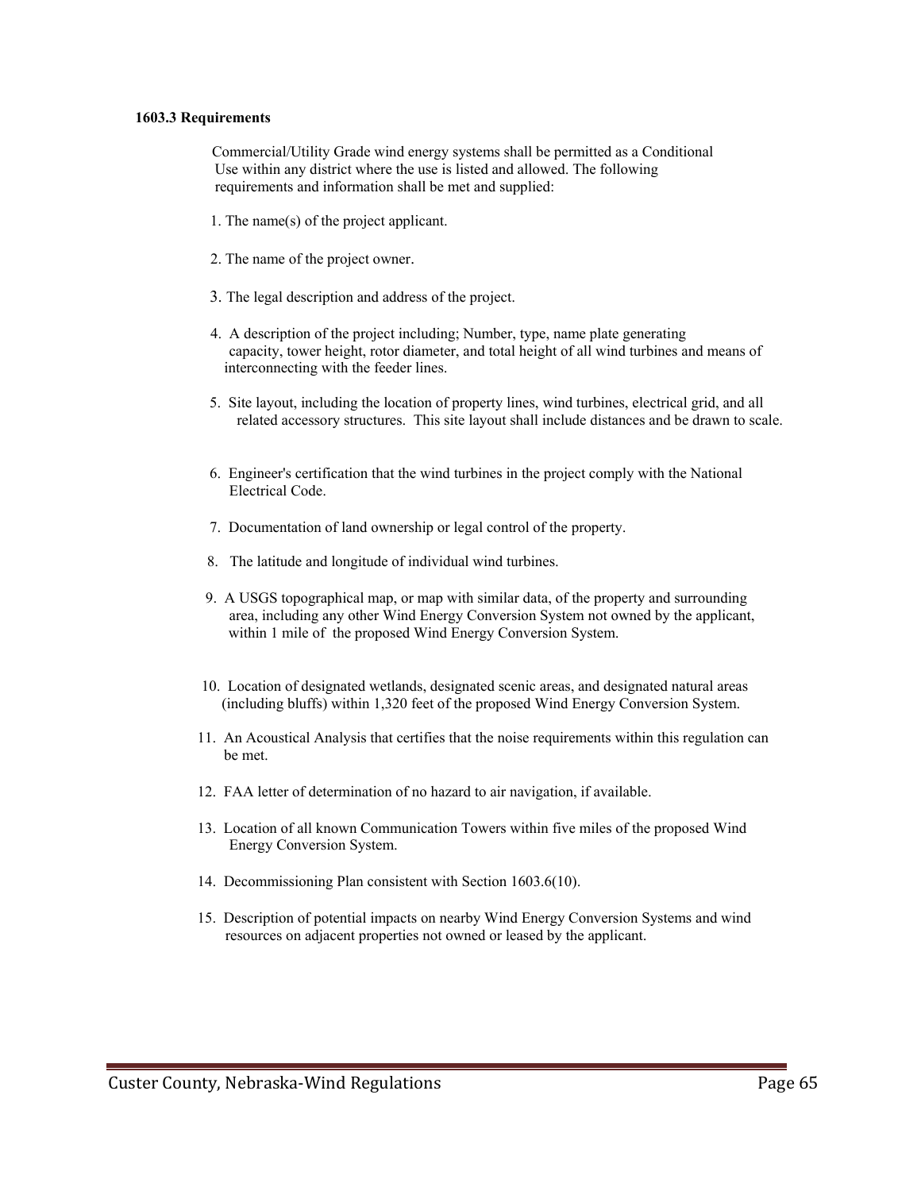### 1603.3 Requirements

Commercial/Utility Grade wind energy systems shall be permitted as a Conditional Use within any district where the use is listed and allowed. The following requirements and information shall be met and supplied:

1. The name(s) of the project applicant.
2. The name of the project owner.
3. The legal description and address of the project.
4. A description of the project including; Number, type, name plate generating capacity, tower height, rotor diameter, and total height of all wind turbines and means of interconnecting with the feeder lines.
5. Site layout, including the location of property lines, wind turbines, electrical grid, and all related accessory structures. This site layout shall include distances and be drawn to scale.
6. Engineer's certification that the wind turbines in the project comply with the National Electrical Code.
7. Documentation of land ownership or legal control of the property.
8. The latitude and longitude of individual wind turbines.
9. A USGS topographical map, or map with similar data, of the property and surrounding area, including any other Wind Energy Conversion System not owned by the applicant, within 1 mile of the proposed Wind Energy Conversion System.
10. Location of designated wetlands, designated scenic areas, and designated natural areas (including bluffs) within 1,320 feet of the proposed Wind Energy Conversion System.
11. An Acoustical Analysis that certifies that the noise requirements within this regulation can be met.
12. FAA letter of determination of no hazard to air navigation, if available.
13. Location of all known Communication Towers within five miles of the proposed Wind Energy Conversion System.
14. Decommissioning Plan consistent with Section 1603.6(10).
15. Description of potential impacts on nearby Wind Energy Conversion Systems and wind resources on adjacent properties not owned or leased by the applicant.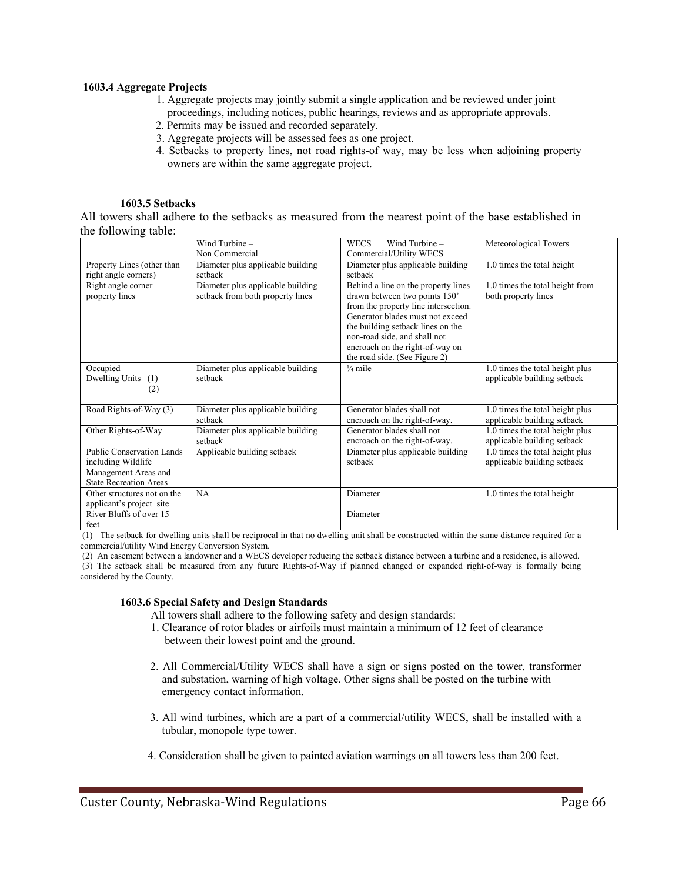**1603.4 Aggregate Projects**

1. Aggregate projects may jointly submit a single application and be reviewed under joint proceedings, including notices, public hearings, reviews and as appropriate approvals.
2. Permits may be issued and recorded separately.
3. Aggregate projects will be assessed fees as one project.
4. <u>Setbacks to property lines, not road rights-of way, may be less when adjoining property owners are within the same aggregate project.</u>

**1603.5 Setbacks**

All towers shall adhere to the setbacks as measured from the nearest point of the base established in the following table:

| | Wind Turbine – Non Commercial | WECS Wind Turbine – Commercial/Utility WECS | Meteorological Towers |
|---|---|---|---|
| Property Lines (other than right angle corners) | Diameter plus applicable building setback | Diameter plus applicable building setback | 1.0 times the total height |
| Right angle corner property lines | Diameter plus applicable building setback from both property lines | Behind a line on the property lines drawn between two points 150' from the property line intersection. Generator blades must not exceed the building setback lines on the non-road side, and shall not encroach on the right-of-way on the road side. (See Figure 2) | 1.0 times the total height from both property lines |
| Occupied Dwelling Units (1) (2) | Diameter plus applicable building setback | ¼ mile | 1.0 times the total height plus applicable building setback |
| Road Rights-of-Way (3) | Diameter plus applicable building setback | Generator blades shall not encroach on the right-of-way. | 1.0 times the total height plus applicable building setback |
| Other Rights-of-Way | Diameter plus applicable building setback | Generator blades shall not encroach on the right-of-way. | 1.0 times the total height plus applicable building setback |
| Public Conservation Lands including Wildlife Management Areas and State Recreation Areas | Applicable building setback | Diameter plus applicable building setback | 1.0 times the total height plus applicable building setback |
| Other structures not on the applicant's project site | NA | Diameter | 1.0 times the total height |
| River Bluffs of over 15 feet | | Diameter | |

(1) The setback for dwelling units shall be reciprocal in that no dwelling unit shall be constructed within the same distance required for a commercial/utility Wind Energy Conversion System.

(2) An easement between a landowner and a WECS developer reducing the setback distance between a turbine and a residence, is allowed.

(3) The setback shall be measured from any future Rights-of-Way if planned changed or expanded right-of-way is formally being considered by the County.

**1603.6 Special Safety and Design Standards**

All towers shall adhere to the following safety and design standards:

1. Clearance of rotor blades or airfoils must maintain a minimum of 12 feet of clearance between their lowest point and the ground.
2. All Commercial/Utility WECS shall have a sign or signs posted on the tower, transformer and substation, warning of high voltage. Other signs shall be posted on the turbine with emergency contact information.
3. All wind turbines, which are a part of a commercial/utility WECS, shall be installed with a tubular, monopole type tower.
4. Consideration shall be given to painted aviation warnings on all towers less than 200 feet.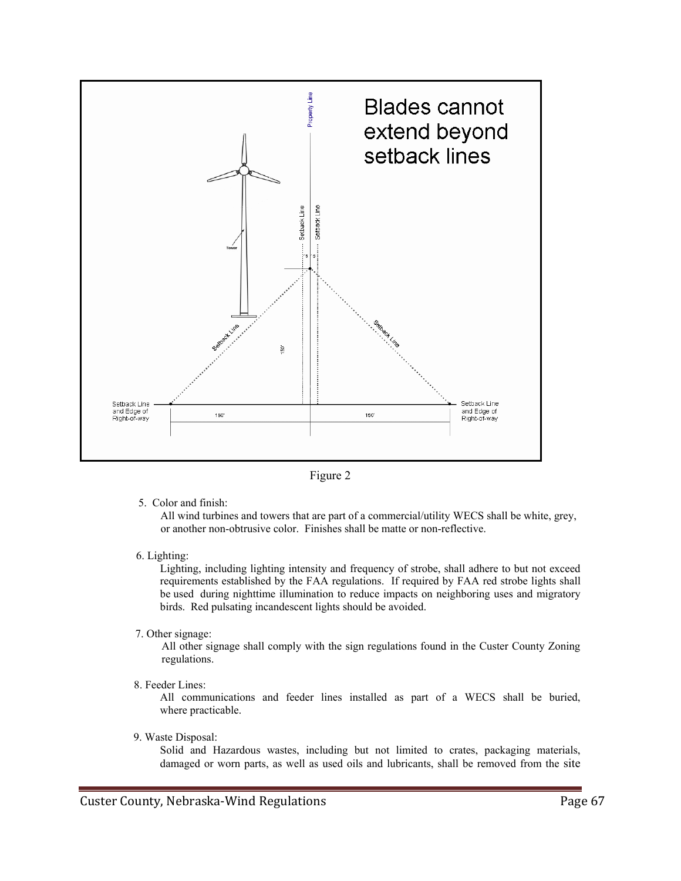Figure 2

5. Color and finish:

   All wind turbines and towers that are part of a commercial/utility WECS shall be white, grey, or another non-obtrusive color. Finishes shall be matte or non-reflective.

6. Lighting:

   Lighting, including lighting intensity and frequency of strobe, shall adhere to but not exceed requirements established by the FAA regulations. If required by FAA red strobe lights shall be used during nighttime illumination to reduce impacts on neighboring uses and migratory birds. Red pulsating incandescent lights should be avoided.

7. Other signage:

   All other signage shall comply with the sign regulations found in the Custer County Zoning regulations.

8. Feeder Lines:

   All communications and feeder lines installed as part of a WECS shall be buried, where practicable.

9. Waste Disposal:

   Solid and Hazardous wastes, including but not limited to crates, packaging materials, damaged or worn parts, as well as used oils and lubricants, shall be removed from the site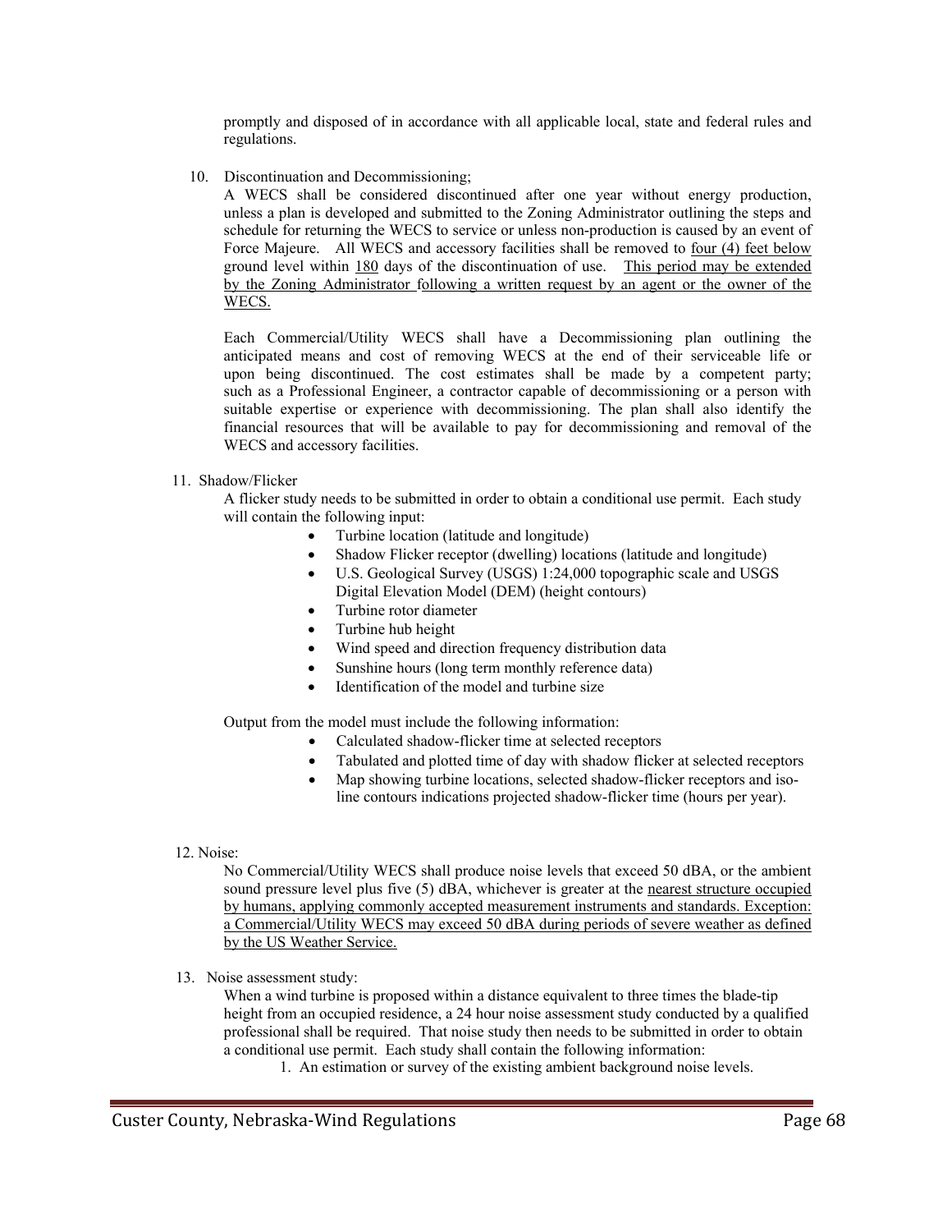promptly and disposed of in accordance with all applicable local, state and federal rules and regulations.

10. Discontinuation and Decommissioning;

    A WECS shall be considered discontinued after one year without energy production, unless a plan is developed and submitted to the Zoning Administrator outlining the steps and schedule for returning the WECS to service or unless non-production is caused by an event of Force Majeure. All WECS and accessory facilities shall be removed to <u>four (4) feet below</u> ground level within <u>180</u> days of the discontinuation of use. <u>This period may be extended by the Zoning Administrator following a written request by an agent or the owner of the WECS.</u>

    Each Commercial/Utility WECS shall have a Decommissioning plan outlining the anticipated means and cost of removing WECS at the end of their serviceable life or upon being discontinued. The cost estimates shall be made by a competent party; such as a Professional Engineer, a contractor capable of decommissioning or a person with suitable expertise or experience with decommissioning. The plan shall also identify the financial resources that will be available to pay for decommissioning and removal of the WECS and accessory facilities.

11. Shadow/Flicker

    A flicker study needs to be submitted in order to obtain a conditional use permit. Each study will contain the following input:

    - Turbine location (latitude and longitude)
    - Shadow Flicker receptor (dwelling) locations (latitude and longitude)
    - U.S. Geological Survey (USGS) 1:24,000 topographic scale and USGS Digital Elevation Model (DEM) (height contours)
    - Turbine rotor diameter
    - Turbine hub height
    - Wind speed and direction frequency distribution data
    - Sunshine hours (long term monthly reference data)
    - Identification of the model and turbine size

    Output from the model must include the following information:

    - Calculated shadow-flicker time at selected receptors
    - Tabulated and plotted time of day with shadow flicker at selected receptors
    - Map showing turbine locations, selected shadow-flicker receptors and iso-line contours indications projected shadow-flicker time (hours per year).

12. Noise:

    No Commercial/Utility WECS shall produce noise levels that exceed 50 dBA, or the ambient sound pressure level plus five (5) dBA, whichever is greater at the <u>nearest structure occupied by humans, applying commonly accepted measurement instruments and standards. Exception: a Commercial/Utility WECS may exceed 50 dBA during periods of severe weather as defined by the US Weather Service.</u>

13. Noise assessment study:

    When a wind turbine is proposed within a distance equivalent to three times the blade-tip height from an occupied residence, a 24 hour noise assessment study conducted by a qualified professional shall be required. That noise study then needs to be submitted in order to obtain a conditional use permit. Each study shall contain the following information:

    1. An estimation or survey of the existing ambient background noise levels.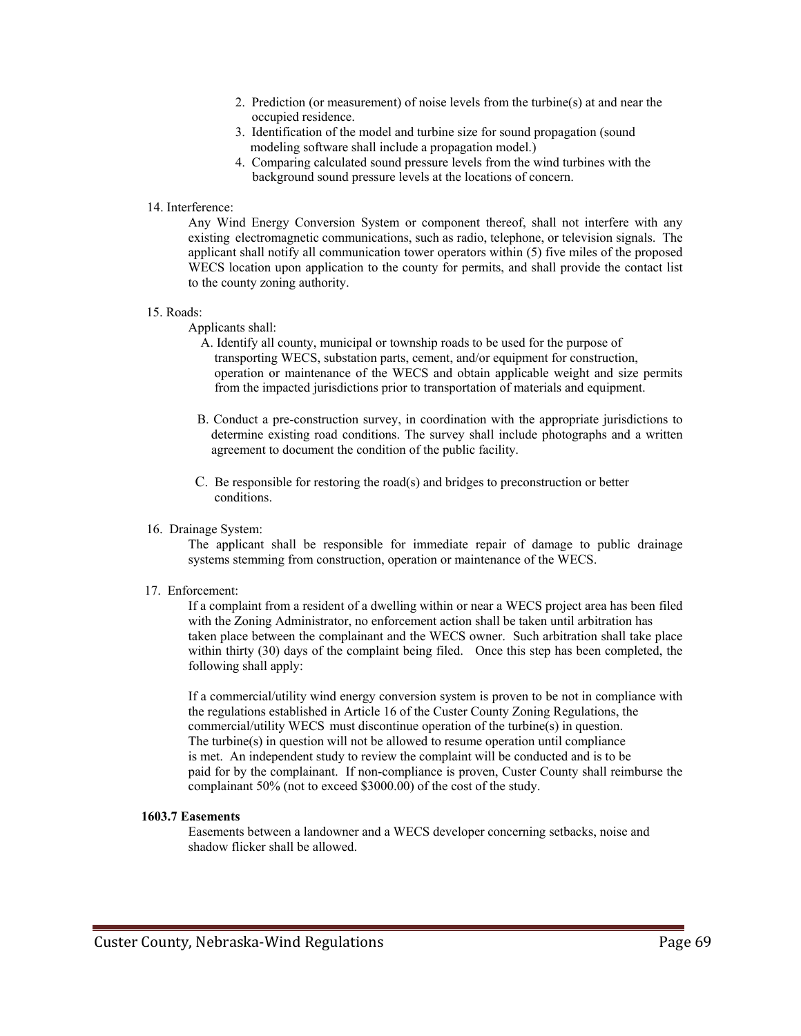2. Prediction (or measurement) of noise levels from the turbine(s) at and near the occupied residence.
3. Identification of the model and turbine size for sound propagation (sound modeling software shall include a propagation model.)
4. Comparing calculated sound pressure levels from the wind turbines with the background sound pressure levels at the locations of concern.

14. Interference:

Any Wind Energy Conversion System or component thereof, shall not interfere with any existing electromagnetic communications, such as radio, telephone, or television signals. The applicant shall notify all communication tower operators within (5) five miles of the proposed WECS location upon application to the county for permits, and shall provide the contact list to the county zoning authority.

15. Roads:

Applicants shall:

A. Identify all county, municipal or township roads to be used for the purpose of transporting WECS, substation parts, cement, and/or equipment for construction, operation or maintenance of the WECS and obtain applicable weight and size permits from the impacted jurisdictions prior to transportation of materials and equipment.

B. Conduct a pre-construction survey, in coordination with the appropriate jurisdictions to determine existing road conditions. The survey shall include photographs and a written agreement to document the condition of the public facility.

C. Be responsible for restoring the road(s) and bridges to preconstruction or better conditions.

16. Drainage System:

The applicant shall be responsible for immediate repair of damage to public drainage systems stemming from construction, operation or maintenance of the WECS.

17. Enforcement:

If a complaint from a resident of a dwelling within or near a WECS project area has been filed with the Zoning Administrator, no enforcement action shall be taken until arbitration has taken place between the complainant and the WECS owner. Such arbitration shall take place within thirty (30) days of the complaint being filed. Once this step has been completed, the following shall apply:

If a commercial/utility wind energy conversion system is proven to be not in compliance with the regulations established in Article 16 of the Custer County Zoning Regulations, the commercial/utility WECS must discontinue operation of the turbine(s) in question. The turbine(s) in question will not be allowed to resume operation until compliance is met. An independent study to review the complaint will be conducted and is to be paid for by the complainant. If non-compliance is proven, Custer County shall reimburse the complainant 50% (not to exceed $3000.00) of the cost of the study.

**1603.7 Easements**

Easements between a landowner and a WECS developer concerning setbacks, noise and shadow flicker shall be allowed.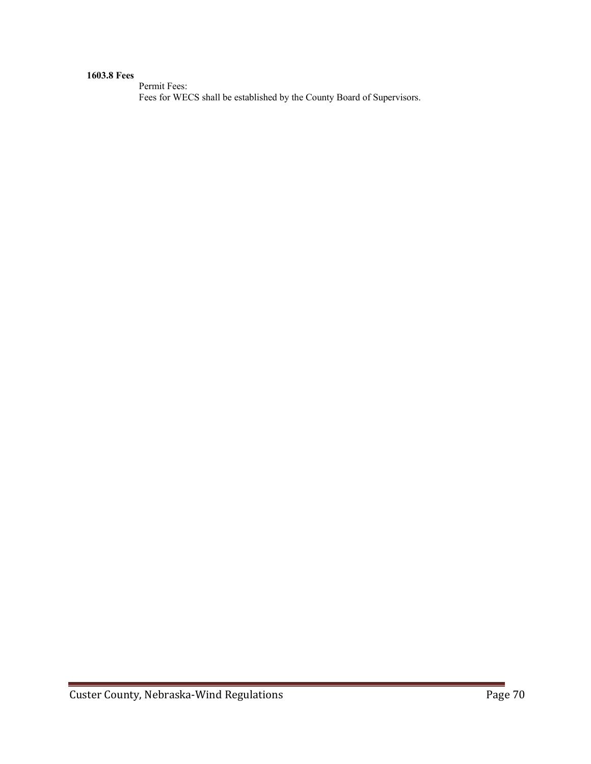**1603.8 Fees**

Permit Fees:

Fees for WECS shall be established by the County Board of Supervisors.